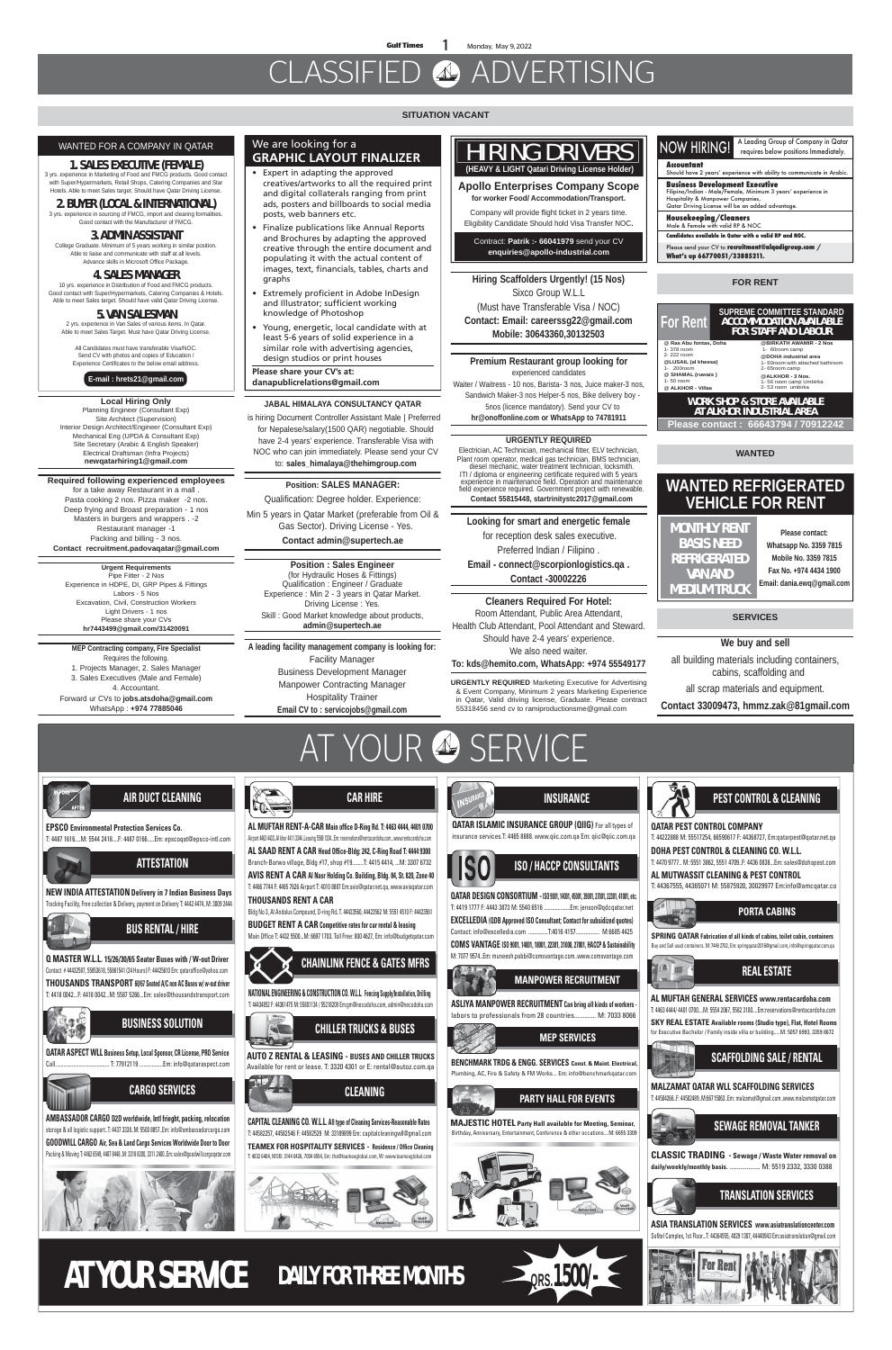# CLASSIFIED ADVERTISING

## SITUATION VACANT

### WANTED FOR A COMPANY IN QATAR

**1. SALES EXECUTIVE (FEMALE)**
3 yrs. experience in Marketing of Food and FMCG products. Good contact with Super/Hypermarkets, Retail Shops, Catering Companies and Star Hotels. Able to meet Sales target. Should have Qatar Driving License.

**2. BUYER (LOCAL & INTERNATIONAL)**
3 yrs. experience in sourcing of FMCG, import and clearing formalities. Good contact with the Manufacturer of FMCG.

**3. ADMIN ASSISTANT**
College Graduate. Minimum of 5 years working in similar position. Able to liaise and communicate with staff at all levels. Advance skills in Microsoft Office Package.

**4. SALES MANAGER**
10 yrs. experience in Distribution of Food and FMCG products. Good contact with Super/Hypermarkets, Catering Companies & Hotels. Able to meet Sales target. Should have valid Qatar Driving License.

**5. VAN SALESMAN**
2 yrs. experience in Van Sales of various items. In Qatar. Able to meet Sales Target. Must have Qatar Driving License.

All Candidates must have transferable Visa/NOC. Send CV with photos and copies of Education / Experience Certificates to the below email address.

**E-mail : hrets21@gmail.com**

---

**Local Hiring Only**
Planning Engineer (Consultant Exp)
Site Architect (Supervision)
Interior Design Architect/Engineer (Consultant Exp)
Mechanical Eng (UPDA & Consultant Exp)
Site Secretary (Arabic & English Speaker)
Electrical Draftsman (Infra Projects)
**newqatarhiring1@gmail.com**

---

**Required following experienced employees**
for a take away Restaurant in a mall .
Pasta cooking 2 nos. Pizza maker -2 nos.
Deep frying and Broast preparation - 1 nos
Masters in burgers and wrappers . -2
Restaurant manager -1
Packing and billing - 3 nos.
**Contact recruitment.padovaqatar@gmail.com**

---

**Urgent Requirements**
Pipe Fitter - 2 Nos
Experience in HDPE, DI, GRP Pipes & Fittings
Labors - 5 Nos
Excavation, Civil, Construction Workers
Light Drivers - 1 nos
Please share your CVs
**hr7443499@gmail.com/31420091**

---

**MEP Contracting company, Fire Specialist**
Requires the following.
1. Projects Manager, 2. Sales Manager
3. Sales Executives (Male and Female)
4. Accountant.
Forward ur CVs to **jobs.atsdoha@gmail.com**
WhatsApp : **+974 77885046**

---

### We are looking for a GRAPHIC LAYOUT FINALIZER

- Expert in adapting the approved creatives/artworks to all the required print and digital collaterals ranging from print ads, posters and billboards to social media posts, web banners etc.
- Finalize publications like Annual Reports and Brochures by adapting the approved creative through the entire document and populating it with the actual content of images, text, financials, tables, charts and graphs
- Extremely proficient in Adobe InDesign and Illustrator; sufficient working knowledge of Photoshop
- Young, energetic, local candidate with at least 5-6 years of solid experience in a similar role with advertising agencies, design studios or print houses

**Please share your CV's at: danapublicrelations@gmail.com**

---

**JABAL HIMALAYA CONSULTANCY QATAR**
is hiring Document Controller Assistant Male | Preferred for Nepalese/salary(1500 QAR) negotiable. Should have 2-4 years' experience. Transferable Visa with NOC who can join immediately. Please send your CV to: **sales_himalaya@thehimgroup.com**

---

**Position: SALES MANAGER:**
Qualification: Degree holder. Experience:
Min 5 years in Qatar Market (preferable from Oil & Gas Sector). Driving License - Yes.
**Contact admin@supertech.ae**

---

**Position : Sales Engineer**
(for Hydraulic Hoses & Fittings)
Qualification : Engineer / Graduate
Experience : Min 2 - 3 years in Qatar Market.
Driving License : Yes.
Skill : Good Market knowledge about products,
**admin@supertech.ae**

---

**A leading facility management company is looking for:**
Facility Manager
Business Development Manager
Manpower Contracting Manager
Hospitality Trainer
**Email CV to : servicojobs@gmail.com**

---

### HIRING DRIVERS
**(HEAVY & LIGHT Qatari Driving License Holder)**

**Apollo Enterprises Company Scope**
**for worker Food/ Accommodation/Transport.**

Company will provide flight ticket in 2 years time. Eligibility Candidate Should hold Visa Transfer NOC.

Contract: **Patrik :- 66041979** send your CV **enquiries@apollo-industrial.com**

---

**Hiring Scaffolders Urgently! (15 Nos)**
Sixco Group W.L.L
(Must have Transferable Visa / NOC)
**Contact: Email: careerssg22@gmail.com**
**Mobile: 30643360,30132503**

---

**Premium Restaurant group looking for**
experienced candidates
Waiter / Waitress - 10 nos, Barista- 3 nos, Juice maker-3 nos, Sandwich Maker-3 nos Helper-5 nos, Bike delivery boy - 5nos (licence mandatory). Send your CV to **hr@onoffonline.com or WhatsApp to 74781911**

---

**URGENTLY REQUIRED**
Electrician, AC Technician, mechanical fitter, ELV technician, Plant room operator, medical gas technician, BMS technician, diesel mechanic, water treatment technician, locksmith. ITI / diploma or engineering certificate required with 5 years experience in maintenance field. Operation and maintenance field experience required. Government project with renewable.
**Contact 55815448, startrinitystc2017@gmail.com**

---

**Looking for smart and energetic female**
for reception desk sales executive.
Preferred Indian / Filipino .
**Email - connect@scorpionlogistics.qa .**
**Contact -30002226**

---

**Cleaners Required For Hotel:**
Room Attendant, Public Area Attendant, Health Club Attendant, Pool Attendant and Steward. Should have 2-4 years' experience. We also need waiter.
**To: kds@hemito.com, WhatsApp: +974 55549177**

---

**URGENTLY REQUIRED** Marketing Executive for Advertising & Event Company, Minimum 2 years Marketing Experience in Qatar, Valid driving license, Graduate. Please contract 55318456 send cv to ramiproductionsme@gmail.com

---

### NOW HIRING!
A Leading Group of Company in Qatar requires below positions Immediately.

**Accountant**
Should have 2 years' experience with ability to communicate in Arabic.

**Business Development Executive**
Filipino/Indian - Male/Female, Minimum 3 years' experience in Hospitality & Manpower Companies, Qatar Driving License will be an added advantage.

**Housekeeping/Cleaners**
Male & Female with valid RP & NOC

**Candidates available in Qatar with a valid RP and NOC.**

Please send your CV to **recruitment@alqadigroup.com / What's up 66770051/33885211.**

## FOR RENT

### For Rent
**SUPREME COMMITTEE STANDARD ACCOMMODATION AVAILABLE FOR STAFF AND LABOUR**

| | |
|---|---|
| **@ Ras Abu fontas, Doha** 1- 378 room 2- 222 room | **@BIRKATH AWAMIR - 2 Nos** 1- 60room camp |
| **@LUSAIL (al kheesa)** 1- 200room | **@DOHA industrial area** 1- 50room with attached bathroom 2- 65room camp |
| **@ SHAMAL (ruwais )** 1- 50 room | **@ALKHOR - 3 Nos.** 1- 56 room camp Umbrka 2- 53 room umbrka |
| **@ ALKHOR - Villas** | |

**WORK SHOP & STORE AVAILABLE AT ALKHOR INDUSTRIAL AREA**
**Please contact : 66643794 / 70912242**

## WANTED

### WANTED REFRIGERATED VEHICLE FOR RENT

**MONTHLY RENT BASIS NEED REFRIGERATED VAN AND MEDIUM TRUCK**

**Please contact:**
**Whatsapp No. 3359 7815**
**Mobile No. 3359 7815**
**Fax No. +974 4434 1900**
**Email: dania.ewq@gmail.com**

## SERVICES

**We buy and sell**
all building materials including containers, cabins, scaffolding and
all scrap materials and equipment.
**Contact 33009473, hmmz.zak@81gmail.com**

# AT YOUR SERVICE

### AIR DUCT CLEANING
**EPSCO Environmental Protection Services Co.**
T: 4487 1616....M: 5544 2418....F: 4487 0166.....Em: epscoqat@epsco-intl.com

### ATTESTATION
**NEW INDIA ATTESTATION Delivery in 7 Indian Business Days**
Tracking Facility, Free collection & Delivery, payment on Delivery T: 4442 4474, M: 3309 2444

### BUS RENTAL / HIRE
**Q MASTER W.L.L. 15/26/30/65 Seater Buses with / W-out Driver**
Contact # 44432587, 55853618, 55861541 (24 Hours) F: 44425610 Em: qatarofice@yahoo.com
**THOUSANDS TRANSPORT 60/67 Seated A/C non AC Buses w/ w-out driver**
T: 4418 0042....F: 4418 0042...M: 5587 5266...Em: sales@thousandstransport.com

### BUSINESS SOLUTION
**QATAR ASPECT WLL Business Setup, Local Sponsor, CR License, PRO Service**
Call.............................. T: 77912119...............Em: info@qataraspect.com

### CARGO SERVICES
**AMBASSADOR CARGO D2D worldwide, Intl frieght, packing, relocation**
storage & all logistic support. T: 4437 3338, M: 5500 8857, Em: info@ambassadorcargo.com
**GOODWILL CARGO Air, Sea & Land Cargo Services Worldwide Door to Door**
Packing & Moving T: 4462 6549, 4487 0446, M: 3318 8200, 3311 2400, Em: sales@goodwillcargoqatar.com

### CAR HIRE
**AL MUFTAH RENT-A-CAR Main office D-Ring Rd. T: 4463 4444, 4401 0700**
Airport 4463 4433, Al khor 4411 3344, Leasing 5589 1334, Em: reservations@rentacardoha.com ...www.rentacardoha.com
**AL SAAD RENT A CAR Head Office-Bldg: 242, C-Ring Road T: 4444 9300**
Branch-Barwa village, Bldg #17, shop #19.......T: 4415 4414, ...M: 3307 6732
**AVIS RENT A CAR Al Nasr Holding Co. Building, Bldg. 84, St. 820, Zone 40**
T: 4466 7744 F: 4465 7626 Airport T: 4010 8887 Em: avis@qatar.net.qa, www.avisqatar.com
**THOUSANDS RENT A CAR**
Bldg No.3, Al Andalus Compound, D-ring Rd. T: 44423560, 44423562 M: 5551 4510 F: 44423561
**BUDGET RENT A CAR Competitive rates for car rental & leasing**
Main Office T: 4432 5500...M: 6697 1703, Toll Free: 800 4627, Em: info@budgetqatar.com

### CHAINLINK FENCE & GATES MFRS
**NATIONAL ENGINEERING & CONSTRUCTION CO. W.L.L. Fencing Supply/Installation, Drilling**
T: 44434852 F: 44361475 M: 55881134 / 55216209 Em:gm@necodoha.com, admin@necodoha.com

### CHILLER TRUCKS & BUSES
**AUTO Z RENTAL & LEASING - BUSES AND CHILLER TRUCKS**
Available for rent or lease. T: 3320 4301 or E: rental@autoz.com.qa

### CLEANING
**CAPITAL CLEANING CO. W.L.L. All type of Cleaning Services-Reasonable Rates**
T: 44582257, 44582546 F: 44582528 M: 33189899 Em: capitalcleaningwll@gmail.com
**TEAMEX FOR HOSPITALITY SERVICES - Residence / Office Cleaning**
T: 4452 6404, M/OB: 3144 0426, 7004 6954, Em: this@teamexglobal.com, W: www.teamexglobal.com

### INSURANCE
**QATAR ISLAMIC INSURANCE GROUP (QIIG)** For all types of insurance services.T: 4465 8888. www.qiic.com.qa Em: qiic@qiic.com.qa

### ISO / HACCP CONSULTANTS
**QATAR DESIGN CONSORTIUM - ISO 9001, 14001, 45001, 39001, 27001, 22301, 41001, etc.**
T: 4419 1777 F: 4443 3873 M: 5540 6516 .................Em: jenson@qdcqatar.net
**EXCELLEDIA (QDB Approved ISO Consultant; Contact for subsidized quotes)**
Contact: info@excelledia.com ...............T:4016 4157................ M:6685 4425
**COMS VANTAGE ISO 9001, 14001, 18001, 22301, 31000, 27001, HACCP & Sustainability**
M: 7077 9674, Em: muneesh.pabbi@comsvantage.com..www.comsvantage.com

### MANPOWER RECRUITMENT
**ASLIYA MANPOWER RECRUITMENT Can bring all kinds of workers -** labors to professionals from 28 countries............ M: 7033 8066

### MEP SERVICES
**BENCHMARK TRDG & ENGG. SERVICES Const. & Maint. Electrical,** Plumbing, AC, Fire & Safety & FM Works... Em: info@benchmarkqatar.com

### PARTY HALL FOR EVENTS
**MAJESTIC HOTEL Party Hall available for Meeting, Seminar,** Birthday, Anniversary, Entertainment, Conference & other occasions....M: 6655 3309

### PEST CONTROL & CLEANING
**QATAR PEST CONTROL COMPANY**
T: 44222888 M: 55517254, 66590617 F: 44368727, Em:qatarpest@qatar.net.qa
**DOHA PEST CONTROL & CLEANING CO. W.L.L.**
T: 4470 9777...M: 5551 3862, 5551 4709..F: 4436 0836...Em: sales@dohapest.com
**AL MUTWASSIT CLEANING & PEST CONTROL**
T: 44367555, 44365071 M: 55875920, 30029977 Em:info@amcqatar.co

### PORTA CABINS
**SPRING QATAR Fabrication of all kinds of cabins, toilet cabin, containers**
Buy and Sell used containers. M: 7449 2702, Em: springqatar2019@gmail.com, info@springqatar.com.qa

### REAL ESTATE
**AL MUFTAH GENERAL SERVICES www.rentacardoha.com**
T: 4463 4444 / 4401 0700....M: 5554 2067, 5582 3100....Em:reservations@rentacardoha.com
**SKY REAL ESTATE Available rooms (Studio type), Flat, Hotel Rooms**
for Executive Bachelor / Family inside villa or building.....M: 5057 6993, 3359 8672

### SCAFFOLDING SALE / RENTAL
**MALZAMAT QATAR WLL SCAFFOLDING SERVICES**
T: 44504266, F: 44502409, M:66715863, Em: malzamat@gmail.com, www.malzamatqatar.com

### SEWAGE REMOVAL TANKER
**CLASSIC TRADING - Sewage / Waste Water removal on daily/weekly/monthly basis.** ................ M: 5519 2332, 3330 0388

### TRANSLATION SERVICES
**ASIA TRANSLATION SERVICES www.asiatranslationcenter.com**
Sofitel Complex, 1st Floor...T: 44364555, 4029 1307, 44440943 Em:asiatranslation@gmail.com

## AT YOUR SERVICE DAILY FOR THREE MONTHS QRS. 1500/-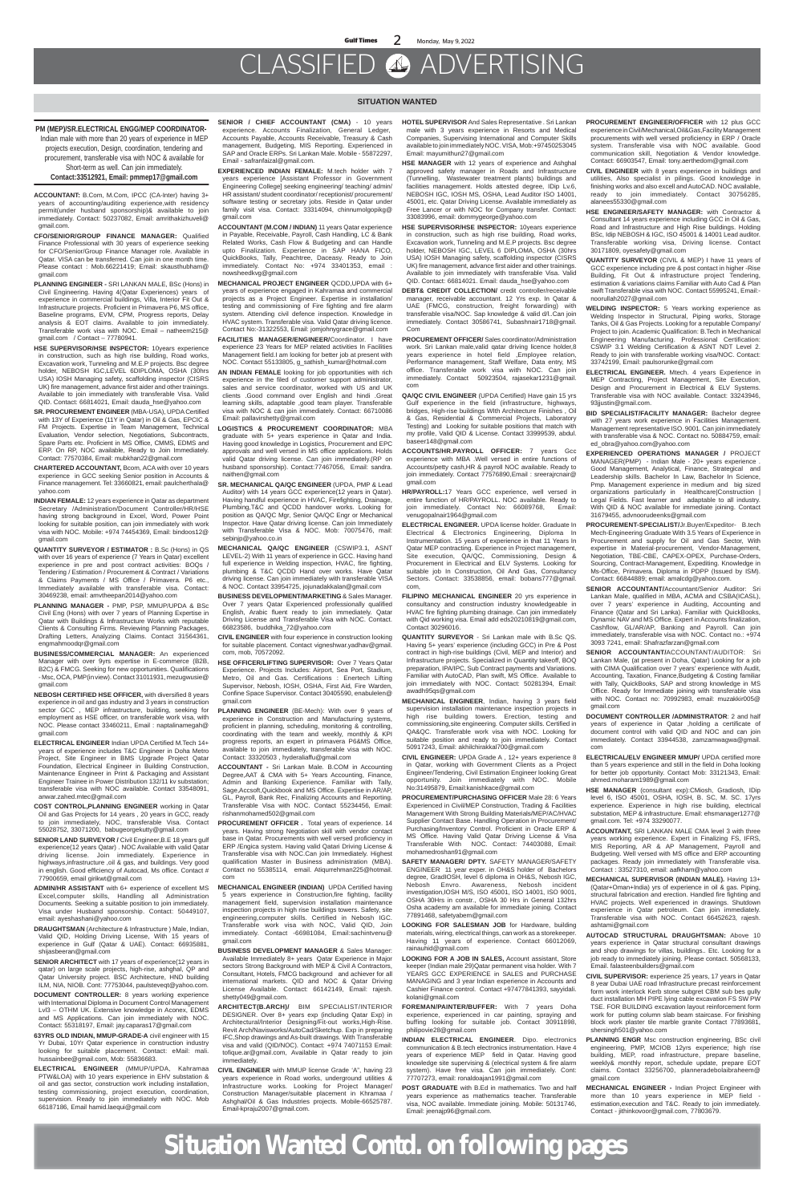# CLASSIFIED ADVERTISING

## SITUATION WANTED

**PM (MEP)/SR.ELECTRICAL ENGG/MEP COORDINATOR-** Indian male with more than 20 years of experience in MEP projects execution, Design, coordination, tendering and procurement, transferable visa with NOC & available for Short-term as well. Can join immediately. **Contact:33512921, Email: pmmep17@gmail.com**

**ACCOUNTANT:** B.Com, M.Com, IPCC (CA-Inter) having 3+ years of accounting/auditing experience,with residency permit(under husband sponsorship)& available to join immediately. Contact: 50237082, Email: amrithakizhuveli@ gmail.com.

**CFO/SENIOR/GROUP FINANCE MANAGER:** Qualified Finance Professional with 30 years of experience seeking for CFO/Senior/Group Finance Manager role. Available in Qatar. VISA can be transferred. Can join in one month time. Please contact : Mob.66221419; Email: skausthubham@ gmail.com

**PLANNING ENGINEER -** SRI LANKAN MALE, BSc (Hons) in Civil Engineering. Having 4(Qatar Experiences) years of experience in commercial buildings, Villa, Interior Fit Out & Infrastructure projects. Proficient in Primavera P6, MS office, Baseline programs, EVM, CPM, Progress reports, Delay analysis & EOT claims. Available to join immediately. Transferable work visa with NOC. Email – natheem215@ gmail.com / Contact – 77780941.

**HSE SUPERVISOR/HSE INSPECTOR:** 10years experience in construction, such as high rise building, Road works, Excavation work, Tunneling and M.E.P projects. Bsc degree holder, NEBOSH IGC,LEVEL 6DIPLOMA, OSHA (30hrs USA) IOSH Managing safety, scaffolding inspector (CISRS UK) fire management, advance first aider and other trainings. Available to join immediately with transferable Visa. Valid QID. Contact: 66814021, Email: dauda_hse@yahoo.com

**SR. PROCUREMENT ENGINEER** (MBA-USA), UPDA Certified with 13Y of Experience (11Y in Qatar) in Oil & Gas, EPCIC & FM Projects. Expertise in Team Management, Technical Evaluation, Vendor selection, Negotiations, Subcontracts, Spare Parts etc. Proficient in MS Office, CMMS, EDMS and ERP. On RP, NOC available, Ready to Join Immediately. Contact: 77570384, Email: mulkhan22@gmail.com

**CHARTERED ACCOUNTANT,** Bcom, ACA with over 10 years experience in GCC seeking Senior position in Accounts & Finance management. Tel: 33660821, email: paulcherthala@ yahoo.com

**INDIAN FEMALE:** 12 years experience in Qatar as department Secretary /Administration/Document Controller/HR/HSE having strong background in Excel, Word, Power Point looking for suitable position, can join immediately with work visa with NOC. Mobile: +974 74454369, Email: bindoos12@ gmail.com

**QUANTITY SURVEYOR / ESTIMATOR :** B.Sc (Hons) in QS with over 16 years of experience (7 Years in Qatar) excellent experience in pre and post contract activities: BOQs / Tendering / Estimation / Procurement & Contract / Variations & Claims Payments / MS Office / Primavera. P6 etc., Immediately available with transferable visa. Contact: 30469238, email: amvtheepan2014@yahoo.com

**PLANNING MANAGER -** PMP, PSP, MMUP/UPDA & BSc Civil Eng (Hons) with over 7 years of Planning Expertise in Qatar with Buildings & Infrastructure Works with reputable Clients & Consulting Firms. Reviewing Planning Packages, Drafting Letters, Analyzing Claims. Contact 31564361, engmahmoodqr@gmail.com

**BUSINESS/COMMERCIAL MANAGER:** An experienced Manager with over 9yrs expertise in E-commerce (B2B, B2C) & FMCG. Seeking for new opportunities. Qualifications - Msc, OCA, PMP(in view). Contact 31011931, mezugwusie@ gmail.com

**NEBOSH CERTIFIED HSE OFFICER,** with diversified 8 years experience in oil and gas industry and 3 years in construction sector GCC , MEP infrastructure, building, seeking for employment as HSE officer, on transferable work visa, with NOC. Please contact 33460211, Email : naptalinamegah@ gmail.com

**ELECTRICAL ENGINEER** Indian UPDA Certified M.Tech 14+ years of experience includes T&C Engineer in Doha Metro Project, Site Engineer in BMS Upgrade Project Qatar Foundation, Electrical Engineer in Building Construction, Maintenance Engineer in Print & Packaging and Assistant Engineer Trainee in Power Distribution 132/11 kv substation; transferable visa with NOC available. Contact 33548091, anwar.zahed.mtec@gmail.com

**COST CONTROL,PLANNING ENGINEER** working in Qatar Oil and Gas Projects for 14 years , 20 years in GCC, ready to join immediately, NOC, transferable Visa. Contact 55028752, 33071200, babugeorgekutty@gmail.com

**SENIOR LAND SURVEYOR /** Civil Engineer,B.E 18 years gulf experience(12 years Qatar) . NOC Available with valid Qatar driving license. Join immediately. Experience in highways,infrastructure ,oil & gas, and buildings. Very good in english. Good efficiency of Autocad, Ms office. Contact # 77900659, email girikwt@gmail.com

**ADMIN/HR ASSISTANT** with 6+ experience of excellent MS Excel,computer skills, Handling all Administration Documents. Seeking a suitable position to join immediately. Visa under Husband sponsorship. Contact: 50449107, email: ayeshashani@yahoo.com

**DRAUGHTSMAN** (Architecture & Infrastructure ) Male, Indian, Valid QID, Holding Driving License, With 15 years of experience in Gulf (Qatar & UAE). Contact: 66935881, shijasbeeran@gmail.com

**SENIOR ARCHITECT** with 17 years of experience(12 years in qatar) on large scale projects, high-rise, ashghal, QP and Qatar University project. BSC Architecture, HND building ILM, NIA, NIOB. Cont: 77753044, paulsteveqt@yahoo.com.

**DOCUMENT CONTROLLER:** 8 years working experience with International Diploma in Document Control Management Lvl3 – OTHM UK. Extensive knowledge in Aconex, EDMS and MS Applications. Can join immediately with NOC. Contact: 55318197, Email: jay.caparas17@gmail.com

**63YRS OLD INDIAN, MMUP-GRADE-A** civil engineer with 15 Yr Dubai, 10Yr Qatar experience in construction industry looking for suitable placement. Contact: eMail: mali. hussainbee@gmail.com, Mob: 55836683.

**ELECTRICAL ENGINEER** (MMUP/UPDA, Kahramaa PTW&LOA) with 10 years experience in EHV substation & oil and gas sector, construction work including installation, testing commissioning, project execution, coordination, supervision. Ready to join immediately with NOC. Mob 66187186, Email hamid.laequi@gmail.com

**SENIOR / CHIEF ACCOUNTANT (CMA)** - 10 years experience. Accounts Finalization, General Ledger, Accounts Payable, Accounts Receivable, Treasury & Cash management, Budgeting, MIS Reporting. Experienced in SAP and Oracle ERPs. Sri Lankan Male. Mobile - 55872297, Email - safranfaizal@gmail.com.

**EXPERIENCED INDIAN FEMALE:** M.tech holder with 7 years experience [Assistant Professor in Government Engineering College] seeking engineering/ teaching/ admin/ HR assistant/ student coordinator/ receptionist/ procurement/ software testing or secretary jobs. Reside in Qatar under family visit visa. Contact: 33314094, chinnumolgopikg@ gmail.com

**ACCOUNTANT (M.COM / INDIAN)** 11 years Qatar experience in Payable, Receivable, Payroll, Cash Handling, LC & Bank Related Works, Cash Flow & Budgeting and can Handle upto Finalization. Experience in SAP HANA FICO, QuickBooks, Tally, Peachtree, Daceasy. Ready to Join immediately. Contact No: +974 33401353, email : nowsheedkvg@gmail.com

**MECHANICAL PROJECT ENGINEER** QCDD,UPDA with 6+ years of experience engaged in Kahramaa and commercial projects as a Project Engineer. Expertise in installation/ testing and commissioning of Fire fighting and fire alarm system. Attending civil defence inspection. Knowledge in HVAC system. Transferable visa. Valid Qatar driving license. Contact No:-31322553, Email: jomjohnygrace@gmail.com

**FACILITIES MANAGER/ENGINEER/**Coordinator. I have experience 23 Years for MEP related activities In Facilities Management field.I am looking for better job at present with NOC. Contact 55133805, g_sathish_kumar@hotmail.com

**AN INDIAN FEMALE** looking for job opportunities with rich experience in the filed of customer support administrator, sales and service coordinator, worked with US and UK clients .Good command over English and hindi .Great learning skills, adaptable ,good team player. Transferable visa with NOC & can join immediately. Contact: 66710086 Email: pallavirshetty@gmail.com

**LOGISTICS & PROCUREMENT COORDINATOR:** MBA graduate with 5+ years experience in Qatar and India. Having good knowledge in Logistics, Procurement and EPC approvals and well versed in MS office applications. Holds valid Qatar driving license. Can join immediately.(RP on husband sponsorship). Contact:77467056, Email: sandra. naithen@gmail.com

**SR. MECHANICAL QA/QC ENGINEER** (UPDA, PMP & Lead Auditor) with 14 years GCC experience(12 years in Qatar). Having handful experience in HVAC, Firefighting, Drainage, Plumbing,T&C and QCDD handover works. Looking for position as QA/QC Mgr, Senior QA/QC Engr or Mechanical Inspector. Have Qatar driving license. Can join Immediately with Transferable Visa & NOC. Mob: 70075476, mail: sebinjp@yahoo.co.in

**MECHANICAL QA/QC ENGINEER** (CSWIP3.1, ASNT LEVEL-2) With 11 years of experience in GCC. Having hand full experience in Welding inspection, HVAC, fire fighting, plumbing & T&C QCDD Hand over works. Have Qatar driving license. Can join immediately with transferable VISA & NOC. Contact 33954725, jojunadakkalan@gmail.com

**BUSINESS DEVELOPMENT/MARKETING** & Sales Manager. Over 7 years Qatar Experienced professionally qualified English, Arabic fluent ready to join immediately. Qatar Driving License and Transferable Visa with NOC. Contact. 66823586, buddhika_72@yahoo.com

**CIVIL ENGINEER** with four experience in construction looking for suitable placement. Contact vigneshwar.yadhav@gmail. com, mob, 70572092.

**HSE OFFICER/LIFTING SUPERVISOR:** Over 7 Years Qatar Experience. Projects Includes: Airport, Sea Port, Stadium, Metro, Oil and Gas. Certifications : Enertech Lifting Supervisor, Nebosh, IOSH, OSHA, First Aid, Fire Warden, Confine Space Supervisor. Contact 30405590, enabulelen@ gmail.com

**PLANNING ENGINEER** (BE-Mech): With over 9 years of experience in Construction and Manufacturing systems, proficient in planning, scheduling, monitoring & controlling, coordinating with the team and weekly, monthly & KPI progress reports, an expert in primavera P6&MS Office, available to join immediately, transferable visa with NOC. Contact: 33320503 , hyderaliaffu@gmail.com

**ACCOUNTANT -** Sri Lankan Male. B.COM in Accounting Degree,AAT & CMA with 5+ Years Accounting, Finance, Admin and Banking Experience. Familiar with Tally, Sage,Accsoft,Quickbook and MS Office. Expertise in AR/AP, GL, Payroll, Bank Rec, Finalizing Accounts and Reporting. Transferable Visa with NOC. Contact 55234456, Email: rishanmohamed502@gmail.com

**PROCUREMENT OFFICER .** Total years of experience. 14 years. Having strong Negotiation skill with vendor contact base in Qatar. Procurements with well versed proficiency in ERP /Engica system. Having valid Qatari Driving License & Transferable visa with NOC.Can join Immediately. Highest qualification Master in Business administration (MBA). Contact no 55385114, email. Atiqurrehman225@hotmail. com

**MECHANICAL ENGINEER (INDIAN)** UPDA Certified having 5 years experience in Construction,fire fighting, facility management field, supervision installation maintenance inspection projects in high rise buildings towers. Safety, site engineering,computer skills. Certified in Nebosh IGC. Transferable work visa with NOC, Valid QID, Join immediately. Contact -66981084, Email:sachintvenu@ gmail.com

**BUSINESS DEVELOPMENT MANAGER** & Sales Manager: Available Immediately 8+ years Qatar Experience in Major sectors Strong Background with MEP & Civil A Contractors, Consultant, Hotels, FMCG background and achiever for all international markets. QID and NOC & Qatar Driving License Available. Contact: 66142149, Email: rajesh. shetty049@gmail.com.

**ARCHITECT(B.ARCH)/** BIM SPECIALIST/INTERIOR DESIGNER. Over 8+ years exp (including Qatar Exp) in Architectural/Interior Designing/Fit-out works,High-Rise. Revit Arch/Navisworks/AutoCad/Sketchup. Exp in preparing IFC,Shop drawings and As-built drawings. With Transferable visa and valid (QID/NOC). Contact: +974 74071153 Email: tofique.ar@gmail.com, Available in Qatar ready to join immediately.

**CIVIL ENGINEER** with MMUP license Grade 'A", having 23 years experience in Road works, underground utilities & Infrastructure works. Looking for Project Manager/ Construction Manager/suitable placement in Khramaa / Ashghal/Oil & Gas Industries projects. Mobile-66525787. Email-kpraju2007@gmail.com.

**HOTEL SUPERVISOR** And Sales Representative . Sri Lankan male with 3 years experience in Resorts and Medical Companies, Supervising International and Computer Skills available to join immediately NOC. VISA, Mob:+97450253045 Email: mayumithun27@gmail.com

**HSE MANAGER** with 12 years of experience and Ashghal approved safety manager in Roads and Infrastructure (Tunnelling, Wastewater treatment plants) buildings and facilities management. Holds attested degree, IDip Lv.6, NEBOSH IGC, IOSH MS, OSHA, Lead Auditor ISO 14001, 45001, etc. Qatar Driving License. Available immediately as Free Lancer or with NOC for Company transfer. Contact: 33083996, email: dommygeorge@yahoo.com

**HSE SUPERVISOR/HSE INSPECTOR:** 10years experience in construction, such as high rise building, Road works, Excavation work, Tunneling and M.E.P projects. Bsc degree holder, NEBOSH IGC, LEVEL 6 DIPLOMA, OSHA (30hrs USA) IOSH Managing safety, scaffolding inspector (CISRS UK) fire management, advance first aider and other trainings. Available to join immediately with transferable Visa. Valid QID. Contact: 66814021. Email: dauda_hse@yahoo.com

**DEBT& CREDIT COLLECTION/** credit controller/receivable manager, receivable accountant. 12 Yrs exp. In Qatar & UAE (FMCG, construction, freight forwarding) with transferable visa/NOC. Sap knowledge & valid d/L.Can join immediately. Contact 30586741, Subashnair1718@gmail. Com

**PROCUREMENT OFFICER/** Sales coordinator/Administration work, Sri Lankan male,valid qatar driving licence holder,8 years experience in hotel field ,Employee relation, Performance management, Staff Welfare, Data entry, MS office. Transferable work visa with NOC. Can join immediately. Contact 50923504, rajasekar1231@gmail. com

**QA/QC CIVIL ENGINEER** (UPDA Certified) Have gain 15 yrs Gulf experience in the field (infrastructure, highways, bridges, High-rise buildings With Architecture Finishes , Oil & Gas, Residential & Commercial Projects, Laboratory Testing) and Looking for suitable positions that match with my profile, Valid QID & License. Contact 33999539, abdul. baseer148@gmail.com

**ACCOUNTS/HR.PAYROLL OFFICER:** 7 years Gcc experience with MBA .Well versed in entire functions of Accounts/petty cash,HR & payroll NOC available. Ready to join immediately. Contact 77576890,Email : sreerajrcnair@ gmail.com

**HR/PAYROLL:**17 Years GCC experience, well versed in entire function of HR/PAYROLL. NOC available. Ready to join immediately. Contact No: 66089768, Email: venugopalnair1964@gmail.com

**ELECTRICAL ENGINEER.** UPDA license holder. Graduate In Electrical & Electronics Engineering, Diploma In Instrumentation. 15 years of experience in that 11 Years In Qatar MEP contracting. Experience in Project management, Site execution, QA/QC, Commissioning, Design & Procurement in Electrical and ELV Systems. Looking for suitable job in Construction, Oil And Gas, Consultancy Sectors. Contact: 33538856, email: bobans777@gmail. com,

**FILIPINO MECHANICAL ENGINEER** 20 yrs experience in consultancy and construction industry knowledgeable in HVAC fire fighting plumbing drainage. Can join immediately with Qid working visa. Email add eds20210819@gmail.com, Contact 30296016.

**QUANTITY SURVEYOR** - Sri Lankan male with B.Sc QS. Having 5+ years' experience (including GCC) in Pre & Post contract in high-rise buildings (Civil, MEP and Interior) and Infrastructure projects. Specialized in Quantity takeoff, BOQ preparation, IPA/IPC, Sub Contract payments and Variations. Familiar with AutoCAD, Plan swift, MS Office. Available to join immediately with NOC. Contact: 50281394, Email: awadh95qs@gmail.com

**MECHANICAL ENGINEER,** Indian, having 3 years field supervision installation maintenance inspection projects in high rise building towers. Erection, testing and commissioning,site engineering. Computer skills. Certified in QA&QC. Transferable work visa with NOC. Looking for suitable position and ready to join immediately. Contact 50917243, Email: akhilchirakkal700@gmail.com

**CIVIL ENGINEER:** UPDA Grade A , 12+ years experience 8 in Qatar, working with Government Clients as a Project Engineer/Tendering, Civil Estimation Engineer looking Great opportunity. Join immediately with NOC. Mobile No:31495879, Email:kanishkace@gmail.com

**PROCUREMENT/PURCHASING OFFICER** Male 28: 6 Years Experienced in Procurement, Trading & Facilities Management With Strong Building Materials/MEP/AC/HVAC Supplier Contact Base. Handling Operation in Procurement/ Purchasing/Inventory Control. Proficient in Oracle ERP & MS Office. Having Valid Qatar Driving License & Visa Transferable With NOC. Contact: 74403088, Email: mohamedroshan91@gmail.com

**SAFETY MANAGER/ DPTY.** SAFETY MANAGER/SAFETY ENGINEER 11 year exper. in OH&S holder of Bachelors degree, GradIOSH, level 6 diploma in OH&S, Nebosh IGC, Nebosh Envro. Awareness, Nebosh incident investigation,IOSH M/S, ISO 45001, ISO 14001, ISO 9001, OSHA 30Hrs in constr., OSHA 30 Hrs in General 132hrs Osha academy am available for immediate joining. Contact 77891468, safetyabern@gmail.com

**LOOKING FOR SALESMAN JOB** for Hardware, building materials, wiring, electrical things, can work as a storekeeper. Having 11 years of experience. Contact 66012069, rainauhid@gmail.com

**LOOKING FOR A JOB IN SALES,** Account assistant, Store keeper (Indian male 29)Qatar permanent visa holder. With 7 YEARS GCC EXPERIENCE in SALES and PURCHASE MANAGING and 3 year Indian experience in Accounts and Cashier Finance control. Contact +97477841393, sayyidali. kolan@gmail.com

**FOREMAN/PAINTER/BUFFER:** With 7 years Doha experience, experienced in car painting, spraying and buffing looking for suitable job. Contact 30911898, philipovie28@gmail.com

**INDIAN ELECTRICAL ENGINEER.** Dipo. electronics communication & B.tech electronics instrumentation. Have 4 years of experience MEP field in Qatar. Having good knowledge site supervising & (electrical system & fire alarm system). Have free visa. Can join immediately. Cont: 77707273, email: ronaldoajan1991@gmail.com

**POST GRADUATE** with B.Ed in mathematics. Two and half years experience as mathematics teacher. Transferable visa, NOC available. Immediate joining. Mobile: 50131746, Email: jeenajp96@gmail.com.

**PROCUREMENT ENGINEER/OFFICER** with 12 plus GCC experience in Civil/Mechanical,Oil&Gas,Facility Management procurements with well versed proficiency in ERP / Oracle system. Transferable visa with NOC available. Good communication skill, Negotiation & Vendor knowledge. Contact: 66903547, Email: tony.aerthedom@gmail.com

**CIVIL ENGINEER** with 8 years experience in buildings and utilities, Also specialist in pilings. Good knowledge in finishing works and also excell and AutoCAD. NOC available, ready to join immediately. Contact 30756285, alanees55330@gmail.com

**HSE ENGINEER/SAFETY MANAGER:** with Contractor & Consultant 14 years experience including GCC in Oil & Gas, Road and Infrastructure and High Rise buildings. Holding BSc, Idip NEBOSH & IGC, ISO 45001 & 14001 Lead auditor. Transferable working visa, Driving license. Contact 30171809, oyesafety@gmail.com

**QUANTITY SURVEYOR** (CIVIL & MEP) I have 11 years of GCC experience including pre & post contract in higher -Rise Building, Fit Out & infrastructure project Tendering, estimation & variations claims Familiar with Auto Cad & Plan swift Transferable visa with NOC. Contact 55995241, Email:- noorullah2027@gmail.com

**WELDING INSPECTOR:** 5 Years working experience as Welding Inspector in Structural, Piping works, Storage Tanks, Oil & Gas Projects. Looking for a reputable Company/ Project to join. Academic Qualification: B.Tech in Mechanical Engineering Manufacturing. Professional Certification: CSWIP 3.1 Welding Certification & ASNT NDT Level 2. Ready to join with transferable working visa/NOC. Contact: 33742199, Email: paulsorunke@gmail.com

**ELECTRICAL ENGINEER.** Mtech. 4 years Experience in MEP Contracting, Project Management, Site Execution, Design and Procurement in Electrical & ELV Systems. Transferable visa with NOC available. Contact: 33243946, 93justin@gmail.com.

**BID SPECIALIST/FACILITY MANAGER:** Bachelor degree with 27 years work experience in Facilities Management. Management representative ISO. 9001. Can join immediately with transferable visa & NOC. Contact no. 50884759, email: ed_obra@yahoo.com@yahoo.com

**EXPERIENCED OPERATIONS MANAGER /** PROJECT MANAGER(PMP) - Indian Male - 20+ years experience . Good Management, Analytical, Finance, Strategical and Leadership skills. Bachelor In Law, Bachelor In Science, Pmp. Management experience in medium and big sized organizations particularly in Healthcare|Construction | Legal Fields. Fast learner and adaptable to all industry. With QID & NOC available for immediate joining. Contact 31679455, advnoruderenks@gmail.com

**PROCUREMENT-SPECIALIST/**Jr.Buyer/Expeditor- B.tech Mech-Engineering Graduate With 3.5 Years of Experience in Procurement and supply for Oil and Gas Sector, With expertise in Material-procurement, Vendor-Management, Negotiation, TBE-CBE, CAPEX-OPEX, Purchase-Orders, Sourcing, Contract-Management, Expediting, Knowledge in Ms-Office, Primavera. Diploma in PDPP (Issued by ISM). Contact: 66844889; email: amalcdg@yahoo.com.

**SENIOR ACCOUNTANT/**Accountant/Senior Auditor: Sri Lankan Male, qualified in MBA, ACMA and CSBA(ICASL), over 7 years' experience in Auditing, Accounting and Finance (Qatar and Sri Lanka). Familiar with QuickBooks, Dynamic NAV and MS Office. Expert in Accounts finalization, Cashflow, GL/AR/AP, Banking and Payroll. Can join immediately, transferable visa with NOC. Contact no.: +974 3093 7241, email: Shafrazfarzan@gmail.com

**SENIOR ACCOUNTANT/**ACCOUNTANT/AUDITOR: Sri Lankan Male, (at present in Doha, Qatar) Looking for a job with CIMA Qualification over 7 years' experience with Audit, Accounting, Taxation, Finance,Budgeting & Costing familiar with Tally, QuickBooks, SAP and strong knowledge in MS Office. Ready for Immediate joining with transferable visa with NOC. Contact no: 70992983, email: muzakkir005@ gmail.com

**DOCUMENT CONTROLLER /ADMINISTRATOR**: 2 and half years of experience in Qatar ,holding a certificate of document control with valid QID and NOC and can join immediately. Contact 33944538, zamzamwagwa@gmail. com

**ELECTRICAL/ELV ENGINEER MMUP/** UPDA certified more than 5 years experience and still in the field in Doha looking for better job opportunity. Contact Mob: 33121343, Email: ahmed.moharam1989@gmail.com

**HSE MANAGER** (consultant exp):CMiosh, Gradiosh, IDip level 6, ISO 45001, OSHA, IOSH, B. SC, M. SC. 17yrs experience. Experience in high rise building, electrical substation, MEP & infrastructure. Email: ehsmanager1277@ gmail.com. Tel: +974 33290077.

**ACCOUNTANT,** SRI LANKAN MALE CMA level 3 with three years working experience. Expert in Finalizing FS, IFRS, MIS Reporting, AR & AP Management, Payroll and Budgeting. Well versed with MS office and ERP accounting packages. Ready join immediately with transferable visa. Contact : 33527310, email: aafkham@yahoo.com

**MECHANICAL SUPERVISOR (INDIAN MALE).** Having 13+ (Qatar+Oman+India) yrs of experience in oil & gas. Piping, structural fabrication and erection. Handled fire fighting and HVAC projects. Well experienced in drawings. Shutdown experience in Qatar petroleum. Can join immediately. Transferable visa with NOC. Contact 66452623, rajesh. ashtami@gmail.com

**AUTOCAD STRUCTURAL DRAUGHTSMAN:** Above 10 years experience in Qatar structural consultant drawings and shop drawings for villas, buildings.. Etc. Looking for a job ready to immediately joining. Please contact. 50568133, Email. falasteenbuilders@gmail.com

**CIVIL SUPERVISOR:** experience 25 years, 17 years in Qatar 8 year Dubai UAE road Infrastructure precast reinforcement form work interlock Kerb stone subgret CBM sub bes gully duct installation MH PIPE lying cable excavation FS SW PW TSE. FOR BUILDING excavation layout reinforcement form work for putting column slab beam staircase. For finishing block work plaster tile marble granite Contact 77893681, shersingh501@yahoo.com

**PLANNING ENGR** Msc construction engineering, BSc civil engineering, PMP, MCIOB 12yrs experience; high rise building, MEP, road infrastructure, prepare baseline, weekly& monthly report, schedule update, prepare EOT claims. Contact 33256700, planneradebolaibraheem@ gmail.com

**MECHANICAL ENGINEER -** Indian Project Engineer with more than 10 years experience in MEP field - estimation,execution and T&C. Ready to join immediately. Contact - jithinkovoor@gmail.com, 77803679.

# Situation Wanted Contd. on following pages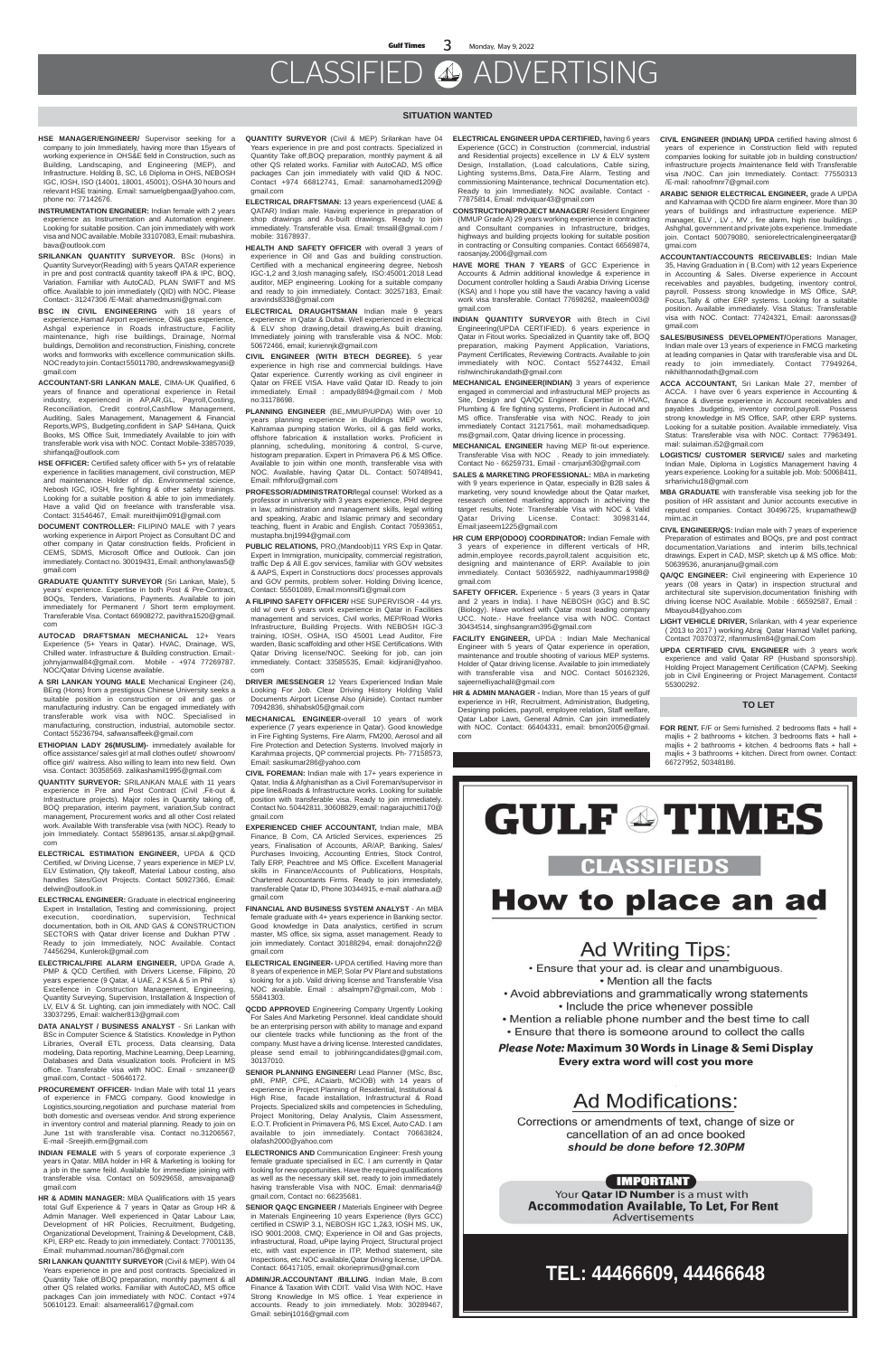# CLASSIFIED ADVERTISING

## SITUATION WANTED

**HSE MANAGER/ENGINEER/** Supervisor seeking for a company to join Immediately, having more than 15years of working experience in OHS&E field in Construction, such as Building, Landscaping, and Engineering (MEP), and Infrastructure. Holding B, SC, L6 Diploma in OHS, NEBOSH IGC, IOSH, ISO (14001, 18001, 45001), OSHA 30 hours and relevant HSE training. Email: samuelgbengaa@yahoo.com, phone no: 77142676.

**INSTRUMENTATION ENGINEER:** Indian female with 2 years experience as Instrumentation and Automation engineer. Looking for suitable position. Can join immediately with work visa and NOC available. Mobile 33107083, Email: mubashira.bava@outlook.com

**SRILANKAN QUANTITY SURVEYOR.** BSc (Hons) in Quantity Surveyor(Reading) with 5 years QATAR experience in pre and post contract& quantity takeoff IPA & IPC, BOQ, Variation. Familiar with AutoCAD, PLAN SWIFT and MS office. Available to join immediately (QID) with NOC. Please Contact:- 31247306 /E-Mail: ahamedmusni@gmail.com

**BSC IN CIVIL ENGINEERING** with 18 years of experience,Hamad Airport experience, Oil& gas experience, Ashgal experience in Roads infrastructure, Facility maintenance, high rise buildings, Drainage, Normal buildings, Demolition and reconstruction, Finishing, concrete works and formworks with excellence communication skills. NOC ready to join. Contact 55011780, andrewskwamegyasi@gmail.com

**ACCOUNTANT-SRI LANKAN MALE**, CIMA-UK Qualified, 6 years of finance and operational experience in Retail industry, experienced in AP,AR,GL, Payroll,Costing, Reconciliation, Credit control,Cashflow Management, Auditing, Sales Management, Management & Financial Reports,WPS, Budgeting,confident in SAP S4Hana, Quick Books, MS Office Suit, Immediately Available to join with transferable work visa with NOC. Contact Mobile-33857039, shirfanqa@outlook.com

**HSE OFFICER:** Certified safety officer with 5+ yrs of relatable experience in facilities management, civil construction, MEP and maintenance. Holder of dip. Environmental science, Nebosh IGC, IOSH, fire fighting & other safety trainings. Looking for a suitable position & able to join immediately. Have a valid Qid on freelance with transferable visa. Contact: 31546467, Email: martinhijim091@gmail.com

**DOCUMENT CONTROLLER:** FILIPINO MALE with 7 years working experience in Airport Project as Consultant DC and other company in Qatar construction fields. Proficient in CEMS, SDMS, Microsoft Office and Outlook. Can join immediately. Contact no. 30019431, Email: anthonylawas5@gmail.com

**GRADUATE QUANTITY SURVEYOR** (Sri Lankan, Male), 5 years' experience. Expertise in both Post & Pre-Contract, BOQs, Tenders, Variations, Payments. Available to join immediately for Permanent / Short term employment. Transferable Visa. Contact 66908272, pavithra1520@gmail.com

**AUTOCAD DRAFTSMAN MECHANICAL** 12+ Years Experience (5+ Years in Qatar). HVAC, Drainage, WS, Chilled water. Infrastructure & Building construction. Email:- johnyjamwal84@gmail.com. Mobile - +974 77269787. NOC/Qatar Driving License available.

**A SRI LANKAN YOUNG MALE** Mechanical Engineer (24), BEng (Hons) from a prestigious Chinese University seeks a suitable position in construction or oil and gas or manufacturing industry. Can be engaged immediately with transferable work visa with NOC. Specialised in manufacturing, construction, industrial, automobile sector. Contact 55236794, safwansafeek@gmail.com

**ETHIOPIAN LADY 26(MUSLIM)**- immediately available for office assistance/ sales girl at mall clothes outlet/ showroom/ office girl/ waitress. Also willing to learn into new field. Own visa. Contact: 30358569. zalikashamil1995@gmail.com

**QUANTITY SURVEYOR:** SRILANKAN MALE with 11 years experience in Pre and Post Contract (Civil ,Fit-out & Infrastructure projects). Major roles in Quantity taking off, BOQ preparation, interim payment, variation,Sub contract management, Procurement works and all other Cost related work. Available With transferable visa (with NOC). Ready to join Immediately. Contact 55896135, ansar.sl.akp@gmail.com

**ELECTRICAL ESTIMATION ENGINEER,** UPDA & QCD Certified, w/ Driving License, 7 years experience in MEP LV, ELV Estimation, Qty takeoff, Material Labour costing, also handles Sites/Govt Projects. Contact 50927366, Email: delwin@outlook.in

**ELECTRICAL ENGINEER:** Graduate in electrical engineering Expert in Installation, Testing and commissioning, project execution, coordination, supervision, Technical documentation, both in OIL AND GAS & CONSTRUCTION SECTORS with Qatar driver license and Dukhan PTW . Ready to join Immediately, NOC Available. Contact 74456294, Kunlerok@gmail.com

**ELECTRICAL/FIRE ALARM ENGINEER,** UPDA Grade A, PMP & QCD Certified, with Drivers License, Filipino, 20 years experience (9 Qatar, 4 UAE, 2 KSA & 5 in Phil s) Excellence in Construction Management, Engineering, Quantity Surveying, Supervision, Installation & Inspection of LV, ELV & St. Lighting, can join immediately with NOC. Call 33037295, Email: walcher813@gmail.com

**DATA ANALYST / BUSINESS ANALYST** - Sri Lankan with BSc in Computer Science & Statistics. Knowledge in Python Libraries, Overall ETL process, Data cleansing, Data modeling, Data reporting, Machine Learning, Deep Learning, Databases and Data visualization tools. Proficient in MS office. Transferable visa with NOC. Email - smzaneer@gmail.com, Contact - 50646172.

**PROCUREMENT OFFICER**- Indian Male with total 11 years of experience in FMCG company. Good knowledge in Logistics,sourcing,negotiation and purchase material from both domestic and overseas vendor. And strong experience in inventory control and material planning. Ready to join on June 1st with transferable visa. Contact no.31206567, E-mail -Sreejith.erm@gmail.com

**INDIAN FEMALE** with 5 years of corporate experience ,3 years in Qatar. MBA holder in HR & Marketing is looking for a job in the same feild. Available for immediate joining with transferable visa. Contact on 50929658, amsvaipana@gmail.com

**HR & ADMIN MANAGER:** MBA Qualifications with 15 years total Gulf Experience & 7 years in Qatar as Group HR & Admin Manager. Well experienced in Qatar Labour Law, Development of HR Policies, Recruitment, Budgeting, Organizational Development, Training & Development, C&B, KPI, ERP etc. Ready to join immediately. Contact: 77001135, Email: muhammad.noaman786@gmail.com

**SRI LANKAN QUANTITY SURVEYOR** (Civil & MEP). With 04 Years experience in pre and post contracts. Specialized in Quantity Take off,BOQ preparation, monthly payment & all other QS related works. Familiar with AutoCAD, MS office packages Can join immediately with NOC. Contact +974 50610123. Email: alsameeralil617@gmail.com

**QUANTITY SURVEYOR** (Civil & MEP) Srilankan have 04 Years experience in pre and post contracts. Specialized in Quantity Take off,BOQ preparation, monthly payment & all other QS related works. Familiar with AutoCAD, MS office packages Can join immediately with valid QID & NOC. Contact +974 66812741, Email: sanamohamed1209@gmail.com

**ELECTRICAL DRAFTSMAN:** 13 years experiencesd (UAE & QATAR) Indian male. Having experience in preparation of shop drawings and As-built drawings. Ready to join immediately. Transferable visa. Email: tmsalil@gmail.com / mobile: 31678937.

**HEALTH AND SAFETY OFFICER** with overall 3 years of experience in Oil and Gas and building construction. Certified with a mechanical engineering degree, Nebosh IGC-1,2 and 3,Iosh managing safely, ISO:45001:2018 Lead auditor, MEP engineering. Looking for a suitable company and ready to join immediately. Contact: 30257183, Email: aravinds8338@gmail.com

**ELECTRICAL DRAUGHTSMAN** Indian male 9 years experience in Qatar & Dubai. Well experienced in electrical & ELV shop drawing,detail drawing,As built drawing. Immediately joining with transferable visa & NOC. Mob: 50672466, email: kuriennjk@gmail.com

**CIVIL ENGINEER (WITH BTECH DEGREE).** 5 year experience in high rise and commercial buildings. Have Qatar experience. Currently working as civil engineer in Qatar on FREE VISA. Have valid Qatar ID. Ready to join immediately. Email : ampady8894@gmail.com / Mob no:31178698.

**PLANNING ENGINEER** (BE,,MMUP/UPDA) With over 10 years planning experience in Buildings MEP works, Kahramaa pumping station Works, oil & gas field works, production facilities & installation works. Proficient in planning, scheduling, monitoring & control, S-curve, histogram preparation. Expert in Primavera P6 & MS Office. Available to join within one month, transferable visa with NOC. Available, having Qatar DL. Contact: 50748941, Email: mlhforu@gmail.com

**PROFESSOR/ADMINISTRATOR/**legal counsel: Worked as a professor in university with 3 years experience, PHd degree in law, administration and management skills, legal writing and speaking, Arabic and Islamic primary and secondary teaching, fluent in Arabic and English. Contact 70593651, mustapha.bnj1994@gmail.com

**PUBLIC RELATIONS,** PRO,(Mandoob)11 YRS Exp in Qatar. Expert in Immigration, municipality, commercial registration, traffic Dep & All E.gov services, familiar with GOV websites & AAPS, Expert in Constructions docs' processes approvals and GOV permits, problem solver. Holding Driving licence, Contact: 55501089, Email:monnsif1@gmail.com

**A FILIPINO SAFETY OFFICER/** HSE SUPERVISOR - 44 yrs. old w/ over 6 years work experience in Qatar in Facilities management and services, Civil works, MEP/Road Works Infrastructure, Building Projects. With NEBOSH IGC-3 training, IOSH, OSHA, ISO 45001 Lead Auditor, Fire warden, Basic scaffolding and other HSE Certifications. With Qatar Driving license/NOC. Seeking for job, can join immediately. Contact: 33585535, Email: kidjirani@yahoo.com

**DRIVER /MESSENGER** 12 Years Experienced Indian Male Looking For Job. Clear Driving History Holding Valid Documents Airport License Also (Airside). Contact number 70942838, shihabsk05@gmail.com

**MECHANICAL ENGINEER**-overall 10 years of work experience (7 years experience in Qatar). Good knowledge in Fire Fighting Systems, Fire Alarm, FM200, Aerosol and all Fire Protection and Detection Systems. Involved majorly in Karahmaa projects, QP commercial projects. Ph- 77158573, Email: sasikumar286@yahoo.com

**CIVIL FOREMAN:** Indian male with 17+ years experience in Qatar, India & Afghanistan as a Civil Foreman/supervisor in pipe line&Roads & Infrastructure works. Looking for suitable position with transferable visa. Ready to join immediately. Contact No. 50442811, 30608829, email: nagarajuchitti170@gmail.com

**EXPERIENCED CHIEF ACCOUNTANT,** Indian male, MBA Finance, B Com, CA Articled Services, experiences 25 years, Finalisation of Accounts, AR/AP, Banking, Sales/ Purchases Invoicing, Accounting Entries, Stock Control, Tally ERP, Peachtree and MS Office. Excellent Managerial skills in Finance/Accounts of Publications, Hospitals, Chartered Accountants Firms. Ready to join immediately, transferable Qatar ID, Phone 30344915, e-mail: alathara.a@gmail.com

**FINANCIAL AND BUSINESS SYSTEM ANALYST** - An MBA female graduate with 4+ years experience in Banking sector. Good knowledge in Data analystics, certified in scrum master, MS office, six sigma, asset management. Ready to join immediately. Contact 30188294, email: donajohn22@gmail.com

**ELECTRICAL ENGINEER-** UPDA certified. Having more than 8 years of experience in MEP, Solar PV Plant and substations looking for a job. Valid driving license and Transferable Visa NOC available. Email : afsalmpm7@gmail.com, Mob : 55841303.

**QCDD APPROVED** Engineering Company Urgently Looking For Sales And Marketing Personnel. Ideal candidate should be an enterprising person with ability to manage and expand our clientele tracks while functioning as the front of the company. Must have a driving license. Interested candidates, please send email to jobhiringcandidates@gmail.com, 30137010.

**SENIOR PLANNING ENGINEER/** Lead Planner (MSc, Bsc, pMI, PMP, CPE, ACaiarb, MCIOB) with 14 years of experience in Project Planning of Residential, Institutional & High Rise, facade installation, Infrastructural & Road Projects. Specialized skills and competencies in Scheduling, Project Monitoring, Delay Analysis, Claim Assessment, E.O.T. Proficient in Primavera P6, MS Excel, Auto CAD. I am available to join immediately. Contact 70663824, olafash2000@yahoo.com

**ELECTRONICS AND** Communication Engineer: Fresh young female graduate specialised in EC. I am currently in Qatar looking for new opportunities. Have the required qualifications as well as the necessary skill set, ready to join immediately having transferable Visa with NOC. Email: denmaria4@gmail.com, Contact no: 66235681.

**SENIOR QAQC ENGINEER /** Materials Engineer with Degree in Materials Engineering 10 years Experience (8yrs GCC) certified in CSWIP 3.1, NEBOSH IGC 1,2&3, IOSH MS, UK, ISO 9001:2008, CMQ; Experience in Oil and Gas projects, infrastructural, Road, uPipe laying Project, Structural project etc, with vast experience in ITP, Method statement, site Inspections, etc.NOC available,Qatar Driving license, UPDA. Contact: 66417105, email: okorieprimus@gmail.com

**ADMIN/JR.ACCOUNTANT /BILLING**. Indian Male, B.com Finance & Taxation With CDIT. Valid Visa With NOC. Have Strong Knowledge In MS office. 1 Year experience in accounts. Ready to join immediately. Mob: 30289467, Gmail: sebinj1016@gmail.com

**ELECTRICAL ENGINEER UPDA CERTIFIED,** having 6 years Experience (GCC) in Construction (commercial, industrial and Residential projects) excellence in LV & ELV system Design, Installation, (Load calculations, Cable sizing, Lighting systems,Bms, Data,Fire Alarm, Testing and commissioning Maintenance, technical Documentation etc). Ready to join Immediately. NOC available. Contact - 77875814, Email: mdviquar43@gmail.com

**CONSTRUCTION/PROJECT MANAGER/** Resident Engineer (MMUP Grade A) 29 years working experience in contracting and Consultant companies in Infrastructure, bridges, highways and building projects looking for suitable position in contracting or Consulting companies. Contact 66569874, raosanjay.2006@gmail.com

**HAVE MORE THAN 7 YEARS** of GCC Experience in Accounts & Admin additional knowledge & experience in Document controller holding a Saudi Arabia Driving License (KSA) and I hope you still have the vacancy having a valid work visa transferable. Contact 77698262, maaleem003@gmail.com

**INDIAN QUANTITY SURVEYOR** with Btech in Civil Engineering(UPDA CERTIFIED). 6 years experience in Qatar in Fitout works. Specialized in Quantity take off, BOQ preparation, making Payment Application, Variations, Payment Certificates, Reviewing Contracts. Available to join immediately with NOC. Contact 55274432, Email rishwinchirukandath@gmail.com

**MECHANICAL ENGINEER(INDIAN)** 3 years of experience engaged in commercial and infrastructural MEP projects as Site, Design and QA/QC Engineer. Expertise in HVAC, Plumbing & fire fighting systems, Proficient in Autocad and MS office. Transferable visa with NOC. Ready to join immediately. Contact 31217561, mail: mohamedsadiquep.ms@gmail.com, Qatar driving licence in processing.

**MECHANICAL ENGINEER** having MEP fit-out experience. Transferable Visa with NOC . Ready to join immediately. Contact No - 66259731, Email - cmarjun630@gmail.com

**SALES & MARKETING PROFESSIONAL:** MBA in marketing with 9 years experience in Qatar, especially in B2B sales & marketing, very sound knowledge about the Qatar market, research oriented marketing approach in acheiving the target results, Note: Transferable Visa with NOC & Valid Qatar Driving License. Contact: 30983144, Email:jaseem1225@gmail.com

**HR CUM ERP(ODOO) COORDINATOR:** Indian Female with 3 years of experience in different verticals of HR, admin,employee records,payroll,talent acquisition etc, designing and maintenance of ERP. Available to join immediately. Contact 50365922, nadhiyaummar1998@gmail.com

**SAFETY OFFICER.** Experience - 5 years (3 years in Qatar and 2 years in India). I have NEBOSH (IGC) and B.SC (Biology). Have worked with Qatar most leading company UCC. Note:- Have freelance visa with NOC. Contact 30434514, singhsangram395@gmail.com

**FACILITY ENGINEER,** UPDA : Indian Male Mechanical Engineer with 5 years of Qatar experience in operation, maintenance and trouble shooting of various MEP systems. Holder of Qatar driving license. Available to join immediately with transferable visa and NOC. Contact 50162326, sajeernelliyachalil@gmail.com

**HR & ADMIN MANAGER -** Indian, More than 15 years of gulf experience in HR, Recruitment, Administration, Budgeting, Designing policies, payroll, employee relation, Staff welfare, Qatar Labor Laws, General Admin. Can join immediately with NOC. Contact: 66404331, email: bmon2005@gmail.com

**CIVIL ENGINEER (INDIAN) UPDA** certified having almost 6 years of experience in Construction field with reputed companies looking for suitable job in building construction/ infrastructure projects /maintenance field with Transferable visa /NOC. Can join Immediately. Contact: 77550313 /E-mail: rahoofmnr7@gmail.com

**ARABIC SENIOR ELECTRICAL ENGINEER,** grade A UPDA and Kahramaa with QCDD fire alarm engineer. More than 30 years of buildings and infrastructure experience. MEP manager, ELV , LV , MV , fire alarm, high rise buildings , Ashghal, government and private jobs experience. Immediate join. Contact 50079080, seniorelectricalengineerqatar@gmai.com

**ACCOUNTANT/ACCOUNTS RECEIVABLES:** Indian Male 35, Having Graduation in ( B.Com) with 12 years Experience in Accounting & Sales. Diverse experience in Account receivables and payables, budgeting, inventory control, payroll. Possess strong knowledge in MS Office, SAP, Focus,Tally & other ERP systems. Looking for a suitable position. Available immediately. Visa Status: Transferable visa with NOC. Contact: 77424321, Email: aaronssas@gmail.com

**SALES/BUSINESS DEVELOPMENT/**Operations Manager, Indian male over 13 years of experience in FMCG marketing at leading companies in Qatar with transferable visa and DL ready to join immediately. Contact 77949264, nikhilthannodath@gmail.com

**ACCA ACCOUNTANT,** Sri Lankan Male 27, member of ACCA. I have over 6 years experience in Accounting & finance & diverse experience in Account receivables and payables ,budgeting, inventory control,payroll. Possess strong knowledge in MS Office, SAP, other ERP systems. Looking for a suitable position. Available immediately. Visa Status: Transferable visa with NOC. Contact: 77963491. mail: sulaiman.i52@gmail.com

**LOGISTICS/ CUSTOMER SERVICE/** sales and marketing Indian Male, Diploma in Logistics Management having 4 years experience. Looking for a suitable job. Mob: 50068411, srharivichu18@gmail.com

**MBA GRADUATE** with transferable visa seeking job for the position of HR assistant and Junior accounts executive in reputed companies. Contact 30496725, krupamathew@mim.ac.in

**CIVIL ENGINEER/QS:** Indian male with 7 years of experience Preparation of estimates and BOQs, pre and post contract documentation,Variations and interim bills,technical drawings. Expert in CAD, MSP, sketch up & MS office. Mob: 50639536, anuranjanu@gmail.com

**QA/QC ENGINEER:** Civil engineering with Experience 10 years (08 years in Qatar) in inspection structural and architectural site supervision,documentation finishing with driving license NOC Available. Mobile : 66592587, Email : Mbayou84@yahoo.com

**LIGHT VEHICLE DRIVER,** Srilankan, with 4 year experience ( 2013 to 2017 ) working Abraj Qatar Hamad Vallet parking, Contact 70370372, rifanmuslim84@gmail.com

**UPDA CERTIFIED CIVIL ENGINEER** with 3 years work experience and valid Qatar RP (Husband sponsorship). Holding Project Management Certification (CAPM). Seeking job in Civil Engineering or Project Management. Contact# 55300292.

## TO LET

**FOR RENT.** F/F or Semi furnished. 2 bedrooms flats + hall + majlis + 2 bathrooms + kitchen. 3 bedrooms flats + hall + majlis + 2 bathrooms + kitchen. 4 bedrooms flats + hall + majlis + 3 bathrooms + kitchen. Direct from owner. Contact: 66727952, 50348186.

# GULF TIMES

## CLASSIFIEDS

# How to place an ad

## Ad Writing Tips:

- Ensure that your ad. is clear and unambiguous.
- Mention all the facts
- Avoid abbreviations and grammatically wrong statements
- Include the price wherever possible
- Mention a reliable phone number and the best time to call
- Ensure that there is someone around to collect the calls

***Please Note:* Maximum 30 Words in Linage & Semi Display**
**Every extra word will cost you more**

## Ad Modifications:

Corrections or amendments of text, change of size or cancellation of an ad once booked
***should be done before 12.30PM***

**IMPORTANT**

Your **Qatar ID Number** is a must with
**Accommodation Available, To Let, For Rent** Advertisements

## TEL: 44466609, 44466648